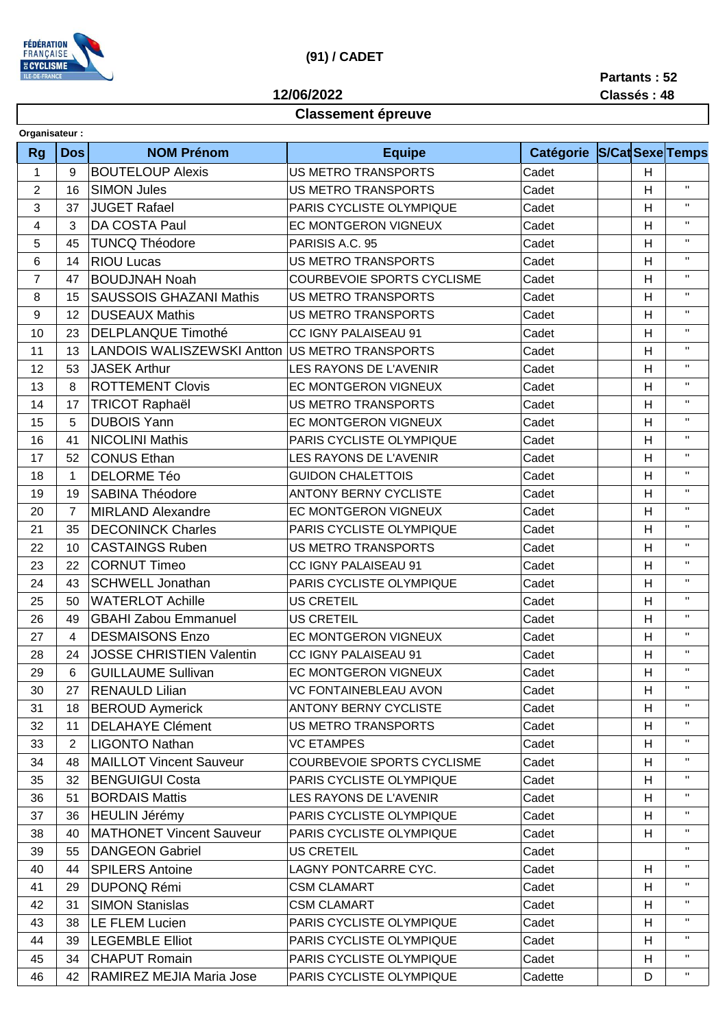FÉDÉRATION FRANÇAISE DE CYCLISME ILE-DE-FRANCE

# (91) / CADET

**Partants : 52**
**Classés : 48**

**12/06/2022**

## Classement épreuve

**Organisateur :**

| Rg | Dos | NOM Prénom | Equipe | Catégorie | S/Cat | Sexe | Temps |
|---|---|---|---|---|---|---|---|
| 1 | 9 | BOUTELOUP Alexis | US METRO TRANSPORTS | Cadet | | H | |
| 2 | 16 | SIMON Jules | US METRO TRANSPORTS | Cadet | | H | " |
| 3 | 37 | JUGET Rafael | PARIS CYCLISTE OLYMPIQUE | Cadet | | H | " |
| 4 | 3 | DA COSTA Paul | EC MONTGERON VIGNEUX | Cadet | | H | " |
| 5 | 45 | TUNCQ Théodore | PARISIS A.C. 95 | Cadet | | H | " |
| 6 | 14 | RIOU Lucas | US METRO TRANSPORTS | Cadet | | H | " |
| 7 | 47 | BOUDJNAH Noah | COURBEVOIE SPORTS CYCLISME | Cadet | | H | " |
| 8 | 15 | SAUSSOIS GHAZANI Mathis | US METRO TRANSPORTS | Cadet | | H | " |
| 9 | 12 | DUSEAUX Mathis | US METRO TRANSPORTS | Cadet | | H | " |
| 10 | 23 | DELPLANQUE Timothé | CC IGNY PALAISEAU 91 | Cadet | | H | " |
| 11 | 13 | LANDOIS WALISZEWSKI Antton | US METRO TRANSPORTS | Cadet | | H | " |
| 12 | 53 | JASEK Arthur | LES RAYONS DE L'AVENIR | Cadet | | H | " |
| 13 | 8 | ROTTEMENT Clovis | EC MONTGERON VIGNEUX | Cadet | | H | " |
| 14 | 17 | TRICOT Raphaël | US METRO TRANSPORTS | Cadet | | H | " |
| 15 | 5 | DUBOIS Yann | EC MONTGERON VIGNEUX | Cadet | | H | " |
| 16 | 41 | NICOLINI Mathis | PARIS CYCLISTE OLYMPIQUE | Cadet | | H | " |
| 17 | 52 | CONUS Ethan | LES RAYONS DE L'AVENIR | Cadet | | H | " |
| 18 | 1 | DELORME Téo | GUIDON CHALETTOIS | Cadet | | H | " |
| 19 | 19 | SABINA Théodore | ANTONY BERNY CYCLISTE | Cadet | | H | " |
| 20 | 7 | MIRLAND Alexandre | EC MONTGERON VIGNEUX | Cadet | | H | " |
| 21 | 35 | DECONINCK Charles | PARIS CYCLISTE OLYMPIQUE | Cadet | | H | " |
| 22 | 10 | CASTAINGS Ruben | US METRO TRANSPORTS | Cadet | | H | " |
| 23 | 22 | CORNUT Timeo | CC IGNY PALAISEAU 91 | Cadet | | H | " |
| 24 | 43 | SCHWELL Jonathan | PARIS CYCLISTE OLYMPIQUE | Cadet | | H | " |
| 25 | 50 | WATERLOT Achille | US CRETEIL | Cadet | | H | " |
| 26 | 49 | GBAHI Zabou Emmanuel | US CRETEIL | Cadet | | H | " |
| 27 | 4 | DESMAISONS Enzo | EC MONTGERON VIGNEUX | Cadet | | H | " |
| 28 | 24 | JOSSE CHRISTIEN Valentin | CC IGNY PALAISEAU 91 | Cadet | | H | " |
| 29 | 6 | GUILLAUME Sullivan | EC MONTGERON VIGNEUX | Cadet | | H | " |
| 30 | 27 | RENAULD Lilian | VC FONTAINEBLEAU AVON | Cadet | | H | " |
| 31 | 18 | BEROUD Aymerick | ANTONY BERNY CYCLISTE | Cadet | | H | " |
| 32 | 11 | DELAHAYE Clément | US METRO TRANSPORTS | Cadet | | H | " |
| 33 | 2 | LIGONTO Nathan | VC ETAMPES | Cadet | | H | " |
| 34 | 48 | MAILLOT Vincent Sauveur | COURBEVOIE SPORTS CYCLISME | Cadet | | H | " |
| 35 | 32 | BENGUIGUI Costa | PARIS CYCLISTE OLYMPIQUE | Cadet | | H | " |
| 36 | 51 | BORDAIS Mattis | LES RAYONS DE L'AVENIR | Cadet | | H | " |
| 37 | 36 | HEULIN Jérémy | PARIS CYCLISTE OLYMPIQUE | Cadet | | H | " |
| 38 | 40 | MATHONET Vincent Sauveur | PARIS CYCLISTE OLYMPIQUE | Cadet | | H | " |
| 39 | 55 | DANGEON Gabriel | US CRETEIL | Cadet | | | " |
| 40 | 44 | SPILERS Antoine | LAGNY PONTCARRE CYC. | Cadet | | H | " |
| 41 | 29 | DUPONQ Rémi | CSM CLAMART | Cadet | | H | " |
| 42 | 31 | SIMON Stanislas | CSM CLAMART | Cadet | | H | " |
| 43 | 38 | LE FLEM Lucien | PARIS CYCLISTE OLYMPIQUE | Cadet | | H | " |
| 44 | 39 | LEGEMBLE Elliot | PARIS CYCLISTE OLYMPIQUE | Cadet | | H | " |
| 45 | 34 | CHAPUT Romain | PARIS CYCLISTE OLYMPIQUE | Cadet | | H | " |
| 46 | 42 | RAMIREZ MEJIA Maria Jose | PARIS CYCLISTE OLYMPIQUE | Cadette | | D | " |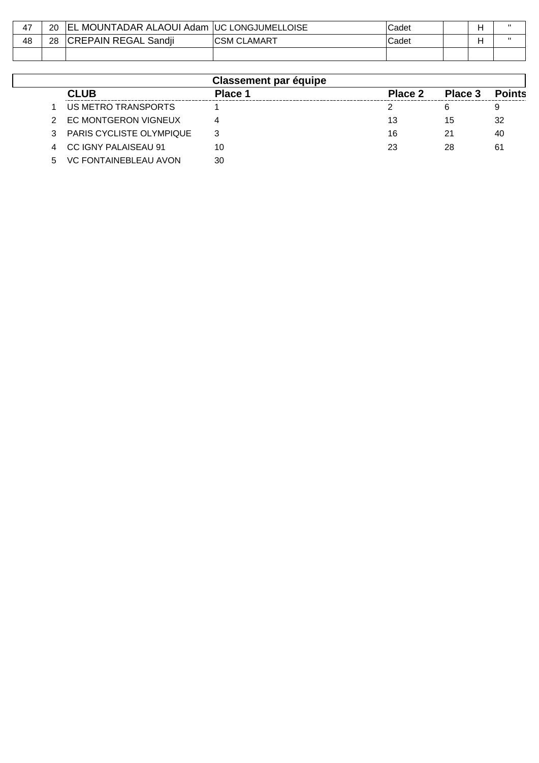| | | | | | | | |
|---|---|---|---|---|---|---|---|
| 47 | 20 | EL MOUNTADAR ALAOUI Adam | UC LONGJUMELLOISE | Cadet | | H | " |
| 48 | 28 | CREPAIN REGAL Sandji | CSM CLAMART | Cadet | | H | " |
| | | | | | | | |

## Classement par équipe

| | CLUB | Place 1 | Place 2 | Place 3 | Points |
|---|---|---|---|---|---|
| 1 | US METRO TRANSPORTS | 1 | 2 | 6 | 9 |
| 2 | EC MONTGERON VIGNEUX | 4 | 13 | 15 | 32 |
| 3 | PARIS CYCLISTE OLYMPIQUE | 3 | 16 | 21 | 40 |
| 4 | CC IGNY PALAISEAU 91 | 10 | 23 | 28 | 61 |
| 5 | VC FONTAINEBLEAU AVON | 30 | | | |